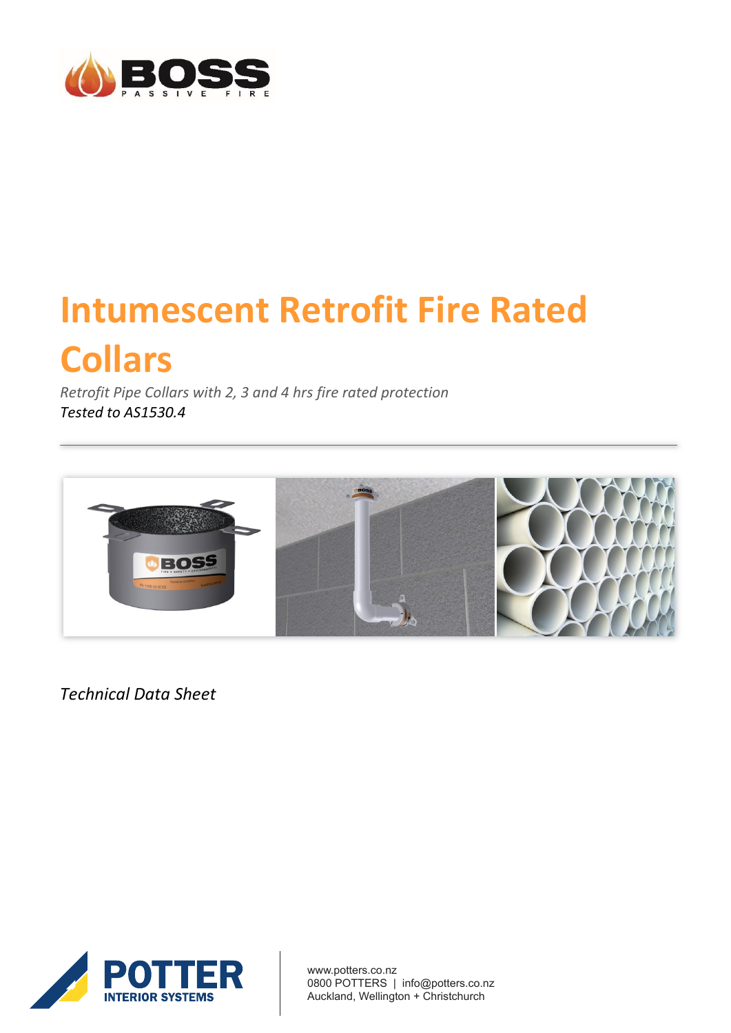# Intumescent Retrofit Fire Rated Collars

*Retrofit Pipe Collars with 2, 3 and 4 hrs fire rated protection*

*Tested to AS1530.4*

---

*Technical Data Sheet*

www.potters.co.nz
0800 POTTERS | info@potters.co.nz
Auckland, Wellington + Christchurch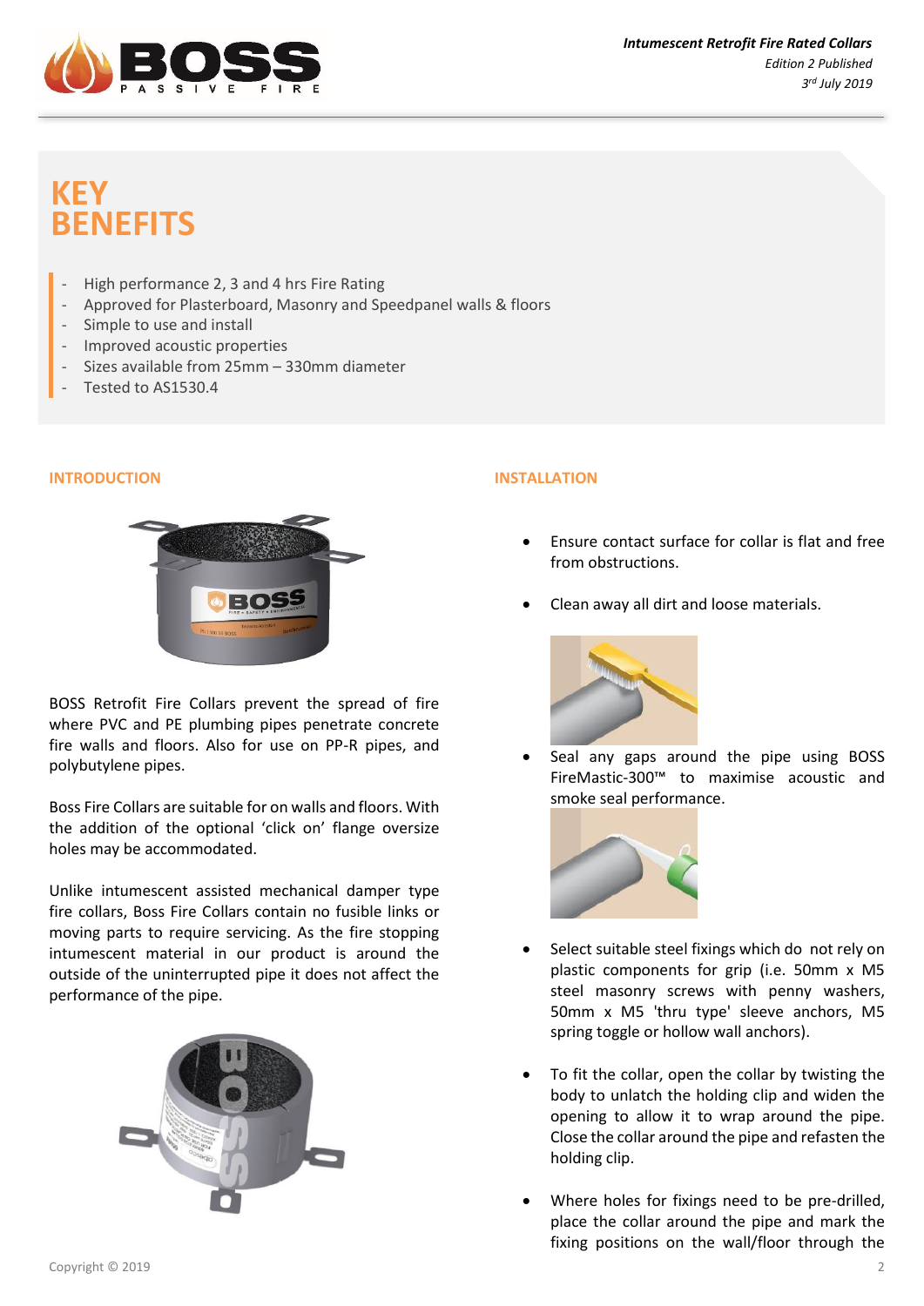# KEY BENEFITS

- High performance 2, 3 and 4 hrs Fire Rating
- Approved for Plasterboard, Masonry and Speedpanel walls & floors
- Simple to use and install
- Improved acoustic properties
- Sizes available from 25mm – 330mm diameter
- Tested to AS1530.4

## INTRODUCTION

BOSS Retrofit Fire Collars prevent the spread of fire where PVC and PE plumbing pipes penetrate concrete fire walls and floors. Also for use on PP-R pipes, and polybutylene pipes.

Boss Fire Collars are suitable for on walls and floors. With the addition of the optional 'click on' flange oversize holes may be accommodated.

Unlike intumescent assisted mechanical damper type fire collars, Boss Fire Collars contain no fusible links or moving parts to require servicing. As the fire stopping intumescent material in our product is around the outside of the uninterrupted pipe it does not affect the performance of the pipe.

## INSTALLATION

- Ensure contact surface for collar is flat and free from obstructions.
- Clean away all dirt and loose materials.
- Seal any gaps around the pipe using BOSS FireMastic-300™ to maximise acoustic and smoke seal performance.
- Select suitable steel fixings which do not rely on plastic components for grip (i.e. 50mm x M5 steel masonry screws with penny washers, 50mm x M5 'thru type' sleeve anchors, M5 spring toggle or hollow wall anchors).
- To fit the collar, open the collar by twisting the body to unlatch the holding clip and widen the opening to allow it to wrap around the pipe. Close the collar around the pipe and refasten the holding clip.
- Where holes for fixings need to be pre-drilled, place the collar around the pipe and mark the fixing positions on the wall/floor through the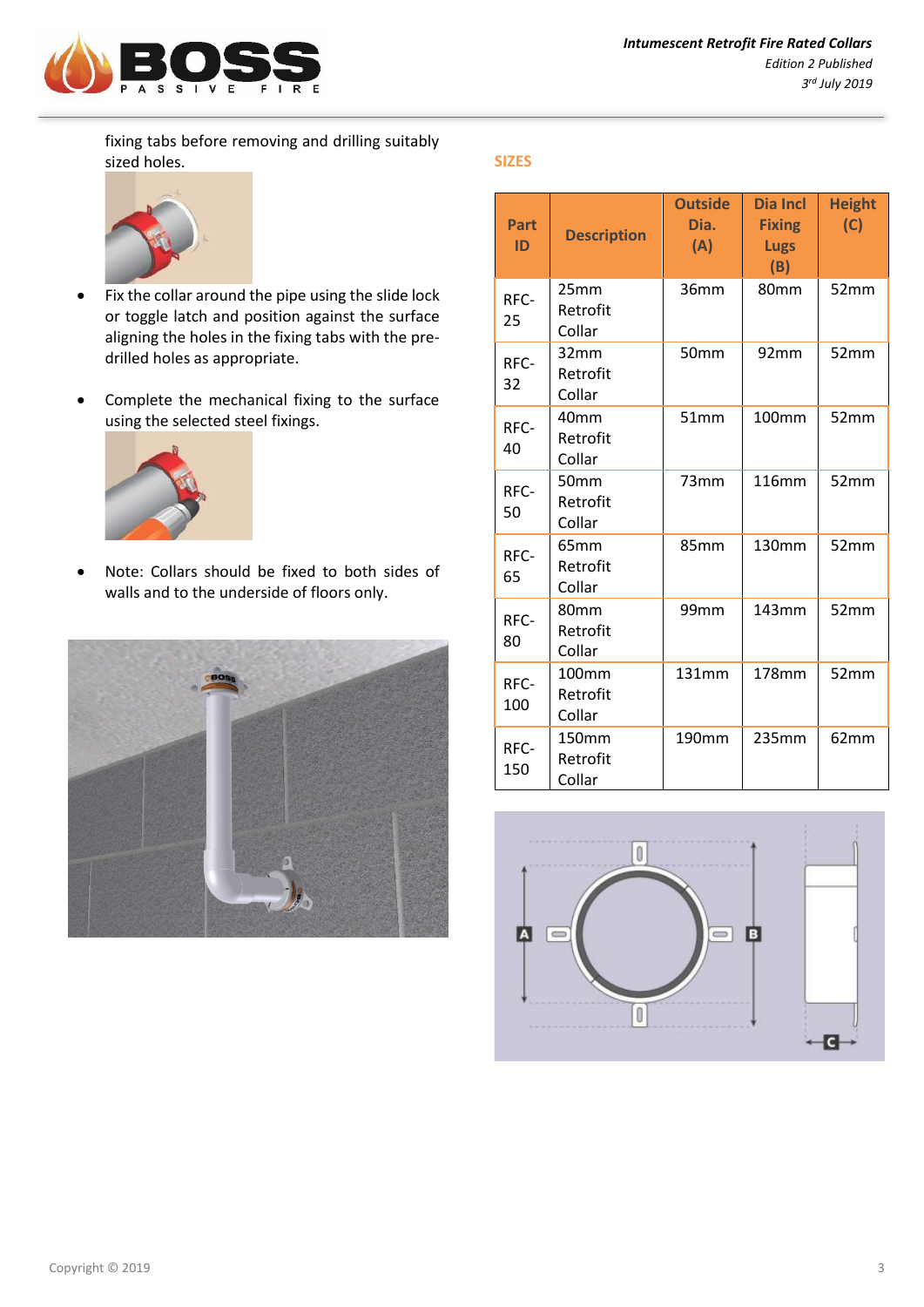fixing tabs before removing and drilling suitably sized holes.

- Fix the collar around the pipe using the slide lock or toggle latch and position against the surface aligning the holes in the fixing tabs with the pre-drilled holes as appropriate.

- Complete the mechanical fixing to the surface using the selected steel fixings.

- Note: Collars should be fixed to both sides of walls and to the underside of floors only.

## SIZES

| Part ID | Description | Outside Dia. (A) | Dia Incl Fixing Lugs (B) | Height (C) |
|---|---|---|---|---|
| RFC-25 | 25mm Retrofit Collar | 36mm | 80mm | 52mm |
| RFC-32 | 32mm Retrofit Collar | 50mm | 92mm | 52mm |
| RFC-40 | 40mm Retrofit Collar | 51mm | 100mm | 52mm |
| RFC-50 | 50mm Retrofit Collar | 73mm | 116mm | 52mm |
| RFC-65 | 65mm Retrofit Collar | 85mm | 130mm | 52mm |
| RFC-80 | 80mm Retrofit Collar | 99mm | 143mm | 52mm |
| RFC-100 | 100mm Retrofit Collar | 131mm | 178mm | 52mm |
| RFC-150 | 150mm Retrofit Collar | 190mm | 235mm | 62mm |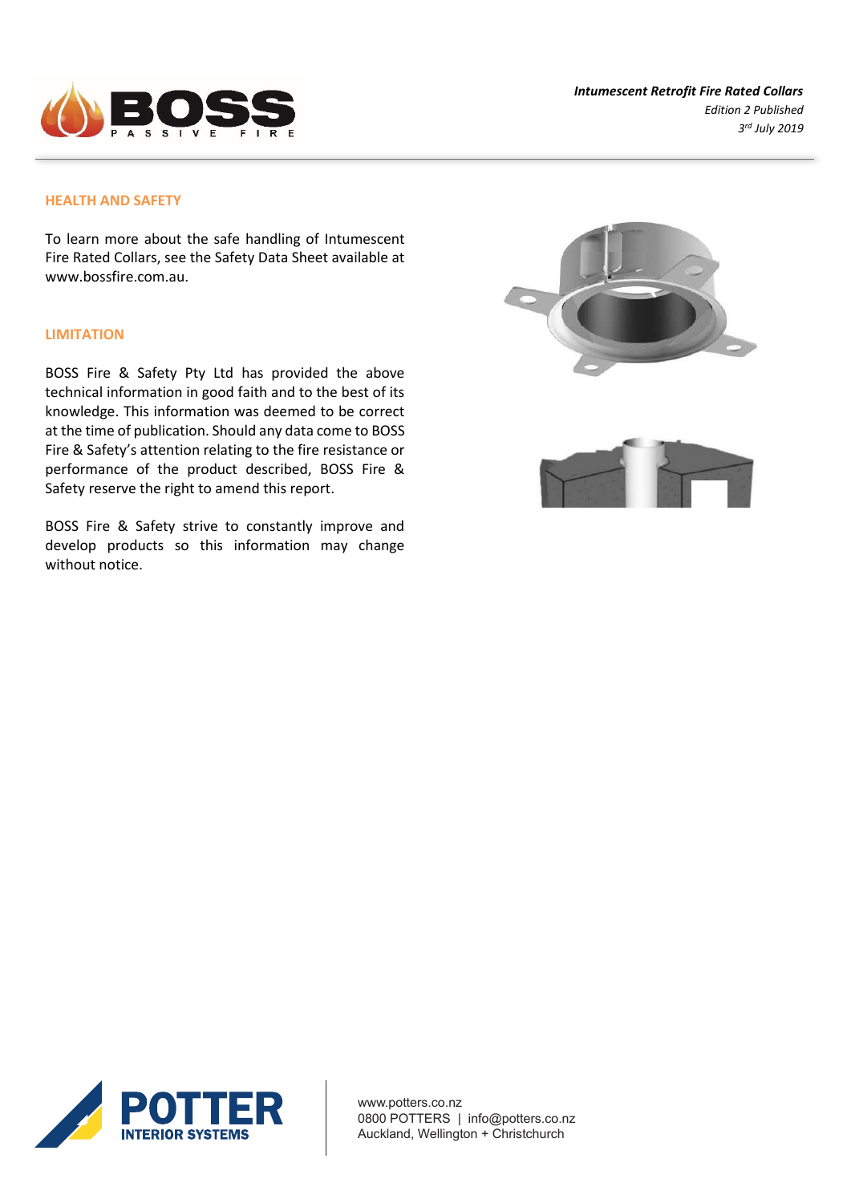## HEALTH AND SAFETY

To learn more about the safe handling of Intumescent Fire Rated Collars, see the Safety Data Sheet available at www.bossfire.com.au.

## LIMITATION

BOSS Fire & Safety Pty Ltd has provided the above technical information in good faith and to the best of its knowledge. This information was deemed to be correct at the time of publication. Should any data come to BOSS Fire & Safety's attention relating to the fire resistance or performance of the product described, BOSS Fire & Safety reserve the right to amend this report.

BOSS Fire & Safety strive to constantly improve and develop products so this information may change without notice.